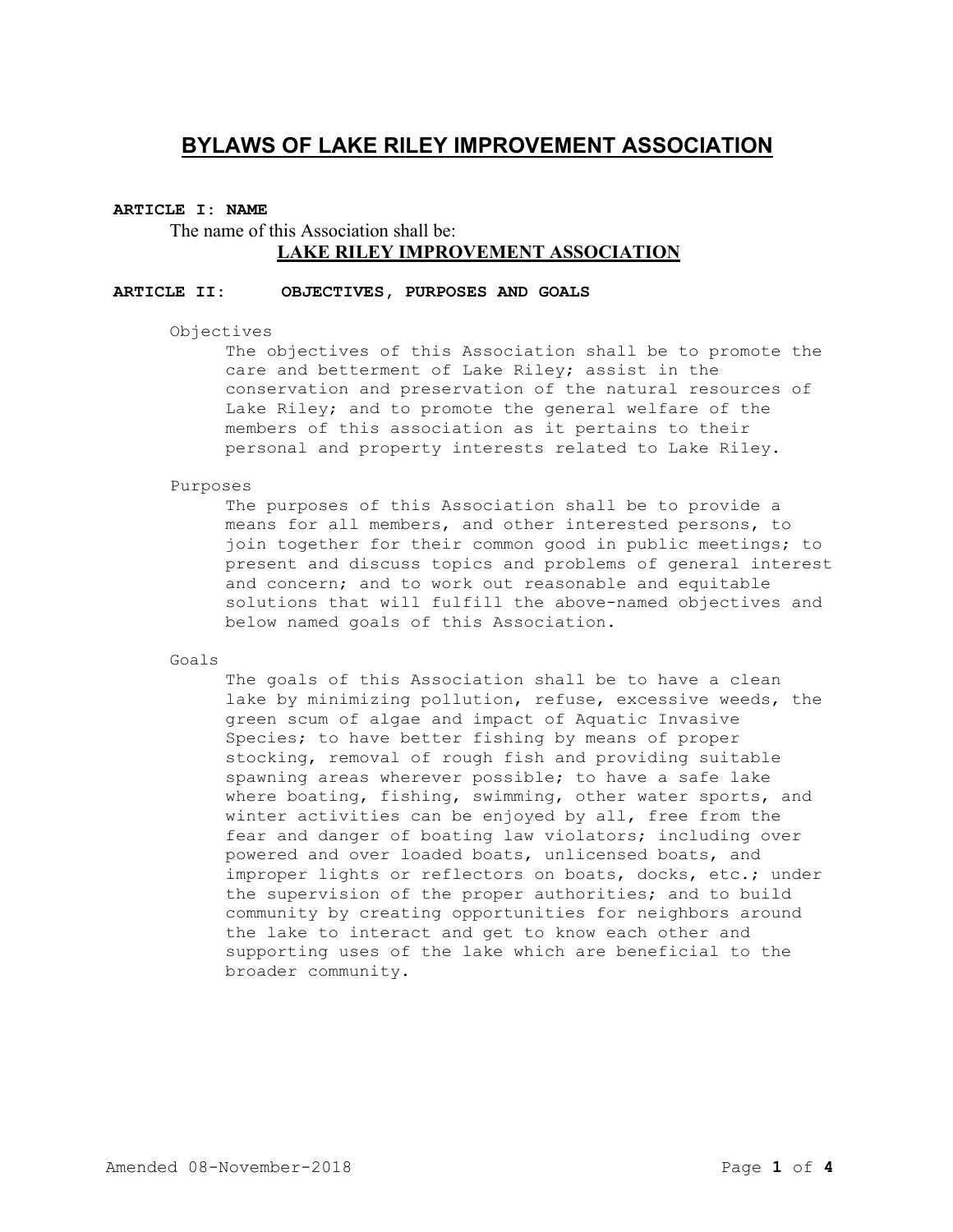# BYLAWS OF LAKE RILEY IMPROVEMENT ASSOCIATION

## ARTICLE I: NAME

The name of this Association shall be:

**LAKE RILEY IMPROVEMENT ASSOCIATION**

## ARTICLE II: OBJECTIVES, PURPOSES AND GOALS

### Objectives

The objectives of this Association shall be to promote the care and betterment of Lake Riley; assist in the conservation and preservation of the natural resources of Lake Riley; and to promote the general welfare of the members of this association as it pertains to their personal and property interests related to Lake Riley.

### Purposes

The purposes of this Association shall be to provide a means for all members, and other interested persons, to join together for their common good in public meetings; to present and discuss topics and problems of general interest and concern; and to work out reasonable and equitable solutions that will fulfill the above-named objectives and below named goals of this Association.

### Goals

The goals of this Association shall be to have a clean lake by minimizing pollution, refuse, excessive weeds, the green scum of algae and impact of Aquatic Invasive Species; to have better fishing by means of proper stocking, removal of rough fish and providing suitable spawning areas wherever possible; to have a safe lake where boating, fishing, swimming, other water sports, and winter activities can be enjoyed by all, free from the fear and danger of boating law violators; including over powered and over loaded boats, unlicensed boats, and improper lights or reflectors on boats, docks, etc.; under the supervision of the proper authorities; and to build community by creating opportunities for neighbors around the lake to interact and get to know each other and supporting uses of the lake which are beneficial to the broader community.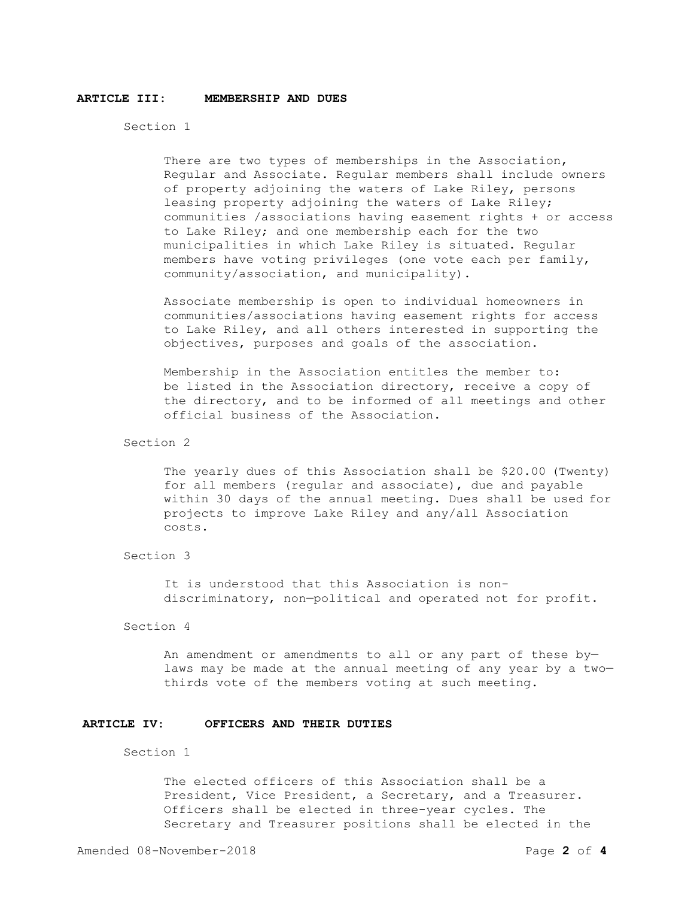## ARTICLE III: MEMBERSHIP AND DUES

Section 1

There are two types of memberships in the Association, Regular and Associate. Regular members shall include owners of property adjoining the waters of Lake Riley, persons leasing property adjoining the waters of Lake Riley; communities /associations having easement rights + or access to Lake Riley; and one membership each for the two municipalities in which Lake Riley is situated. Regular members have voting privileges (one vote each per family, community/association, and municipality).

Associate membership is open to individual homeowners in communities/associations having easement rights for access to Lake Riley, and all others interested in supporting the objectives, purposes and goals of the association.

Membership in the Association entitles the member to: be listed in the Association directory, receive a copy of the directory, and to be informed of all meetings and other official business of the Association.

Section 2

The yearly dues of this Association shall be $20.00 (Twenty) for all members (regular and associate), due and payable within 30 days of the annual meeting. Dues shall be used for projects to improve Lake Riley and any/all Association costs.

Section 3

It is understood that this Association is non-discriminatory, non—political and operated not for profit.

Section 4

An amendment or amendments to all or any part of these by—laws may be made at the annual meeting of any year by a two—thirds vote of the members voting at such meeting.

## ARTICLE IV: OFFICERS AND THEIR DUTIES

Section 1

The elected officers of this Association shall be a President, Vice President, a Secretary, and a Treasurer. Officers shall be elected in three-year cycles. The Secretary and Treasurer positions shall be elected in the

Amended 08-November-2018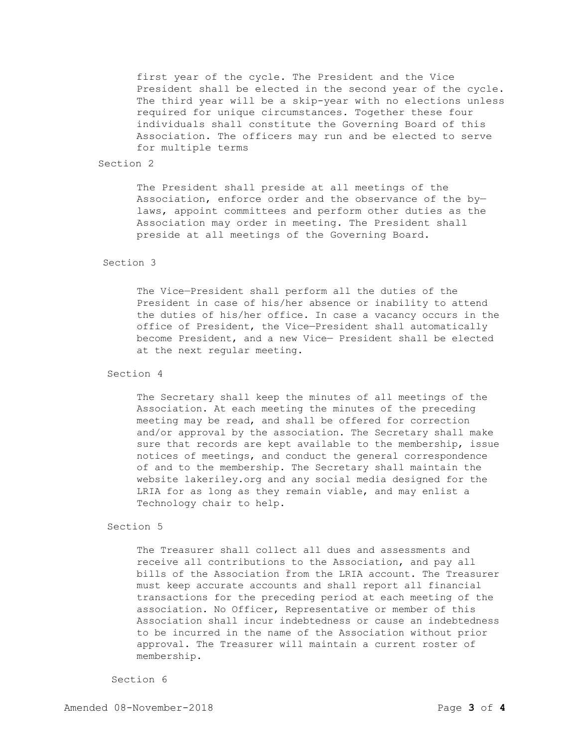first year of the cycle. The President and the Vice President shall be elected in the second year of the cycle. The third year will be a skip-year with no elections unless required for unique circumstances. Together these four individuals shall constitute the Governing Board of this Association. The officers may run and be elected to serve for multiple terms

Section 2

The President shall preside at all meetings of the Association, enforce order and the observance of the by—laws, appoint committees and perform other duties as the Association may order in meeting. The President shall preside at all meetings of the Governing Board.

Section 3

The Vice—President shall perform all the duties of the President in case of his/her absence or inability to attend the duties of his/her office. In case a vacancy occurs in the office of President, the Vice—President shall automatically become President, and a new Vice— President shall be elected at the next regular meeting.

Section 4

The Secretary shall keep the minutes of all meetings of the Association. At each meeting the minutes of the preceding meeting may be read, and shall be offered for correction and/or approval by the association. The Secretary shall make sure that records are kept available to the membership, issue notices of meetings, and conduct the general correspondence of and to the membership. The Secretary shall maintain the website lakeriley.org and any social media designed for the LRIA for as long as they remain viable, and may enlist a Technology chair to help.

Section 5

The Treasurer shall collect all dues and assessments and receive all contributions to the Association, and pay all bills of the Association from the LRIA account. The Treasurer must keep accurate accounts and shall report all financial transactions for the preceding period at each meeting of the association. No Officer, Representative or member of this Association shall incur indebtedness or cause an indebtedness to be incurred in the name of the Association without prior approval. The Treasurer will maintain a current roster of membership.

Section 6

Amended 08-November-2018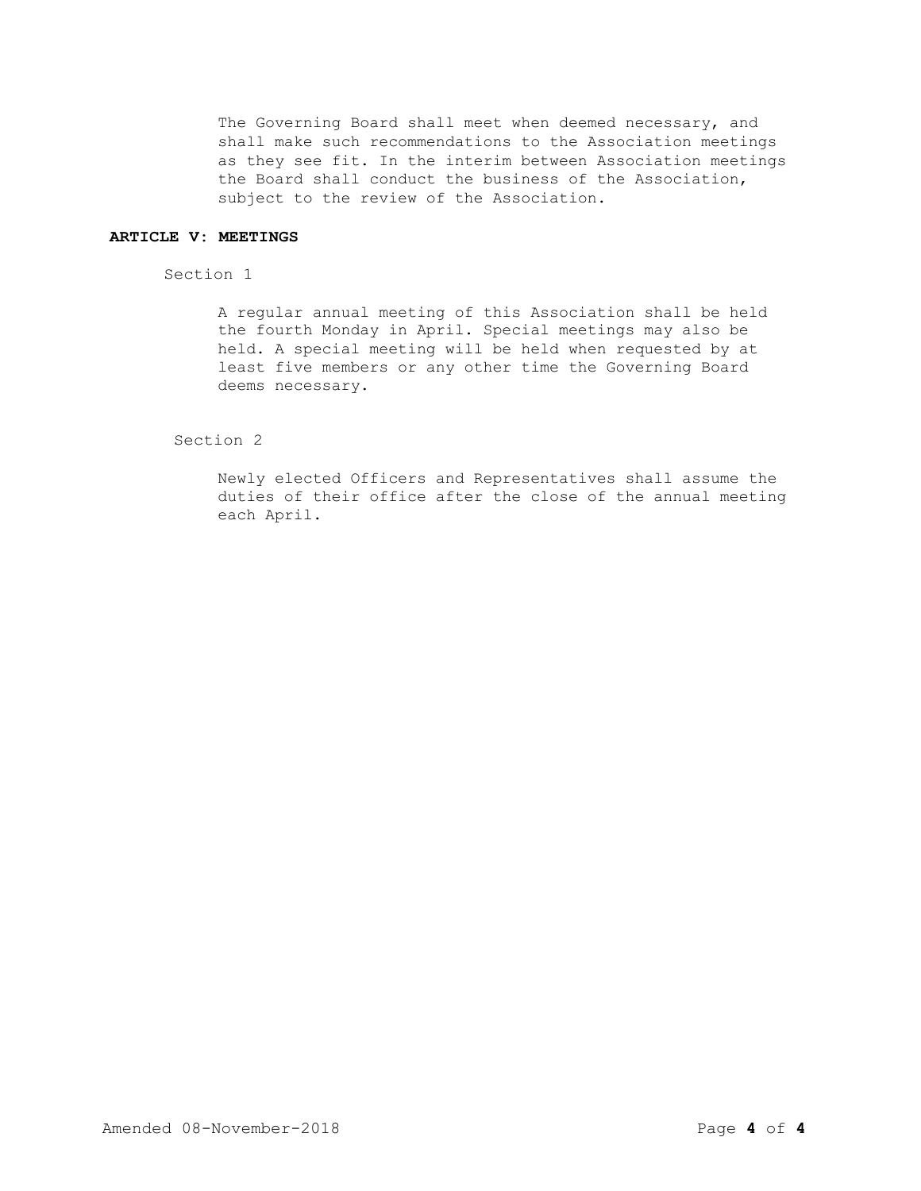The Governing Board shall meet when deemed necessary, and shall make such recommendations to the Association meetings as they see fit. In the interim between Association meetings the Board shall conduct the business of the Association, subject to the review of the Association.

## ARTICLE V: MEETINGS

### Section 1

A regular annual meeting of this Association shall be held the fourth Monday in April. Special meetings may also be held. A special meeting will be held when requested by at least five members or any other time the Governing Board deems necessary.

### Section 2

Newly elected Officers and Representatives shall assume the duties of their office after the close of the annual meeting each April.